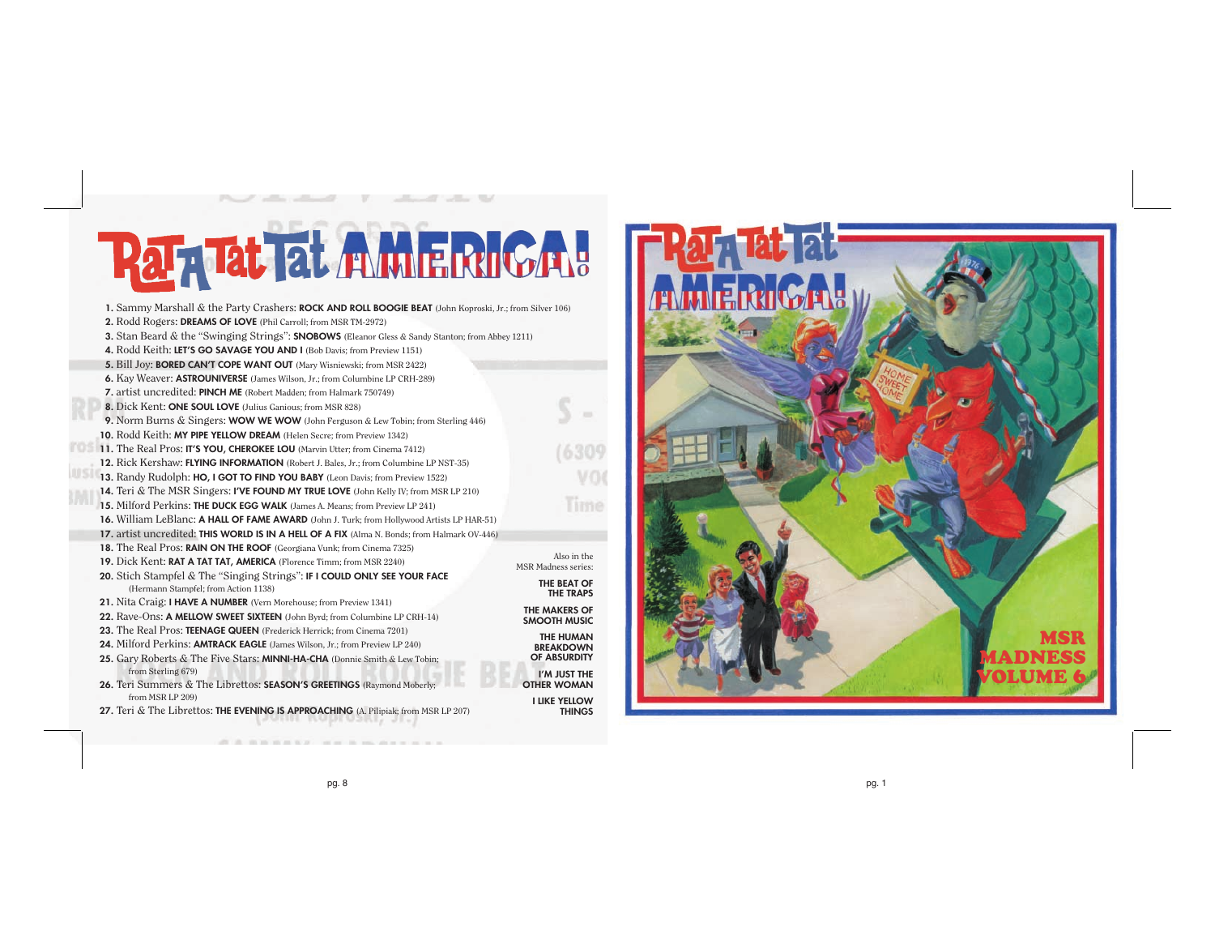# Rat A Tat Tat AMERICA!

1. Sammy Marshall & the Party Crashers: **ROCK AND ROLL BOOGIE BEAT** (John Koproski, Jr.; from Silver 106)
2. Rodd Rogers: **DREAMS OF LOVE** (Phil Carroll; from MSR TM-2972)
3. Stan Beard & the "Swinging Strings": **SNOBOWS** (Eleanor Gless & Sandy Stanton; from Abbey 1211)
4. Rodd Keith: **LET'S GO SAVAGE YOU AND I** (Bob Davis; from Preview 1151)
5. Bill Joy: **BORED CAN'T COPE WANT OUT** (Mary Wisniewski; from MSR 2422)
6. Kay Weaver: **ASTROUNIVERSE** (James Wilson, Jr.; from Columbine LP CRH-289)
7. artist uncredited: **PINCH ME** (Robert Madden; from Halmark 750749)
8. Dick Kent: **ONE SOUL LOVE** (Julius Ganious; from MSR 828)
9. Norm Burns & Singers: **WOW WE WOW** (John Ferguson & Lew Tobin; from Sterling 446)
10. Rodd Keith: **MY PIPE YELLOW DREAM** (Helen Secre; from Preview 1342)
11. The Real Pros: **IT'S YOU, CHEROKEE LOU** (Marvin Utter; from Cinema 7412)
12. Rick Kershaw: **FLYING INFORMATION** (Robert J. Bales, Jr.; from Columbine LP NST-35)
13. Randy Rudolph: **HO, I GOT TO FIND YOU BABY** (Leon Davis; from Preview 1522)
14. Teri & The MSR Singers: **I'VE FOUND MY TRUE LOVE** (John Kelly IV; from MSR LP 210)
15. Milford Perkins: **THE DUCK EGG WALK** (James A. Means; from Preview LP 241)
16. William LeBlanc: **A HALL OF FAME AWARD** (John J. Turk; from Hollywood Artists LP HAR-51)
17. artist uncredited: **THIS WORLD IS IN A HELL OF A FIX** (Alma N. Bonds; from Halmark OV-446)
18. The Real Pros: **RAIN ON THE ROOF** (Georgiana Vunk; from Cinema 7325)
19. Dick Kent: **RAT A TAT TAT, AMERICA** (Florence Timm; from MSR 2240)
20. Stich Stampfel & The "Singing Strings": **IF I COULD ONLY SEE YOUR FACE** (Hermann Stampfel; from Action 1138)
21. Nita Craig: **I HAVE A NUMBER** (Vern Morehouse; from Preview 1341)
22. Rave-Ons: **A MELLOW SWEET SIXTEEN** (John Byrd; from Columbine LP CRH-14)
23. The Real Pros: **TEENAGE QUEEN** (Frederick Herrick; from Cinema 7201)
24. Milford Perkins: **AMTRACK EAGLE** (James Wilson, Jr.; from Preview LP 240)
25. Gary Roberts & The Five Stars: **MINNI-HA-CHA** (Donnie Smith & Lew Tobin; from Sterling 679)
26. Teri Summers & The Librettos: **SEASON'S GREETINGS** (Raymond Moberly; from MSR LP 209)
27. Teri & The Librettos: **THE EVENING IS APPROACHING** (A. Pilipiak; from MSR LP 207)

Also in the MSR Madness series:

**THE BEAT OF THE TRAPS**

**THE MAKERS OF SMOOTH MUSIC**

**THE HUMAN BREAKDOWN OF ABSURDITY**

**I'M JUST THE OTHER WOMAN**

**I LIKE YELLOW THINGS**

# Rat A Tat Tat AMERICA!

## MSR MADNESS VOLUME 6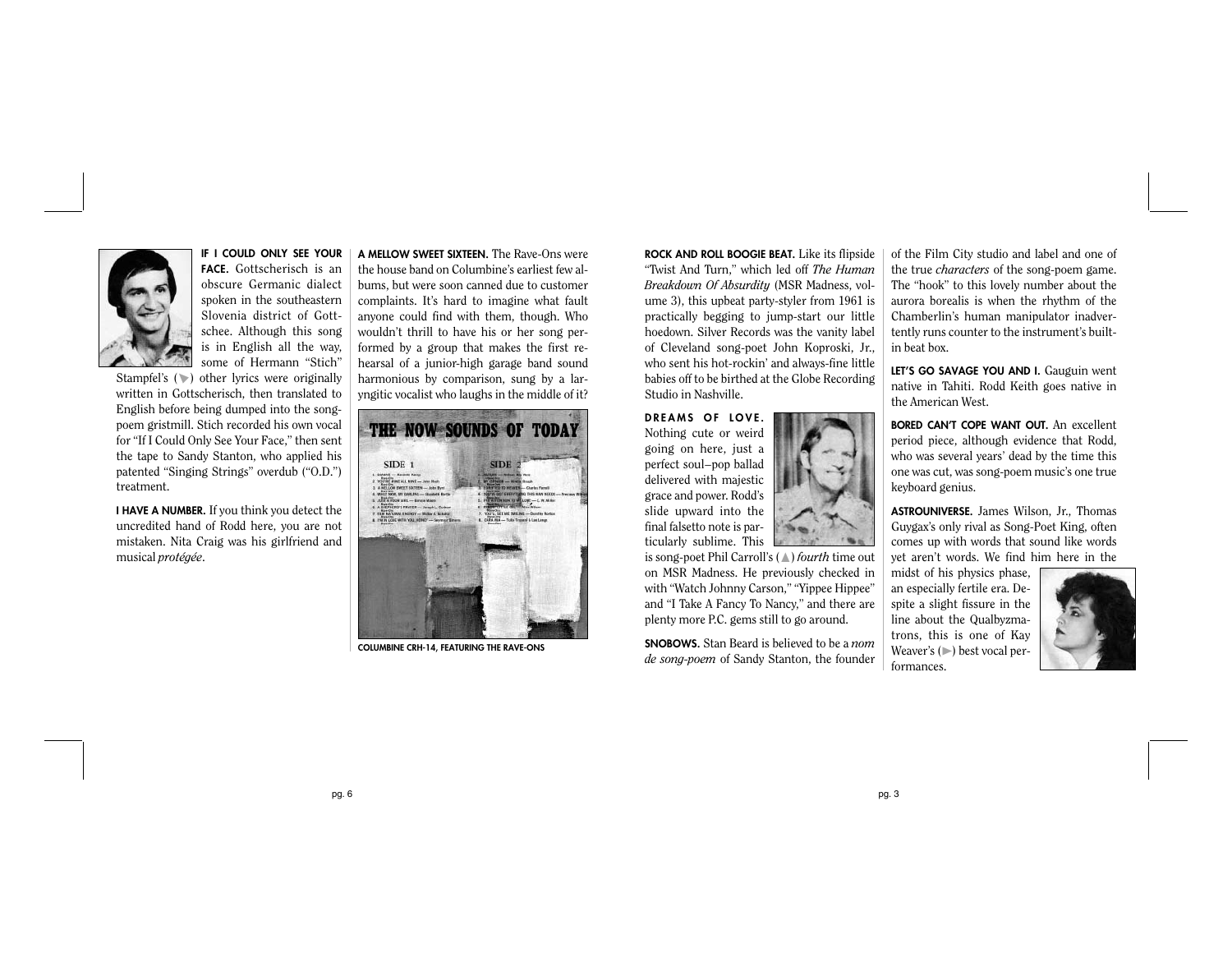**IF I COULD ONLY SEE YOUR FACE.** Gottscherisch is an obscure Germanic dialect spoken in the southeastern Slovenia district of Gottschee. Although this song is in English all the way, some of Hermann "Stich" Stampfel's (▼) other lyrics were originally written in Gottscherisch, then translated to English before being dumped into the song-poem gristmill. Stich recorded his own vocal for "If I Could Only See Your Face," then sent the tape to Sandy Stanton, who applied his patented "Singing Strings" overdub ("O.D.") treatment.

**I HAVE A NUMBER.** If you think you detect the uncredited hand of Rodd here, you are not mistaken. Nita Craig was his girlfriend and musical *protégée*.

**A MELLOW SWEET SIXTEEN.** The Rave-Ons were the house band on Columbine's earliest few albums, but were soon canned due to customer complaints. It's hard to imagine what fault anyone could find with them, though. Who wouldn't thrill to have his or her song performed by a group that makes the first rehearsal of a junior-high garage band sound harmonious by comparison, sung by a laryngitic vocalist who laughs in the middle of it?

COLUMBINE CRH-14, FEATURING THE RAVE-ONS

**ROCK AND ROLL BOOGIE BEAT.** Like its flipside "Twist And Turn," which led off *The Human Breakdown Of Absurdity* (MSR Madness, volume 3), this upbeat party-styler from 1961 is practically begging to jump-start our little hoedown. Silver Records was the vanity label of Cleveland song-poet John Koproski, Jr., who sent his hot-rockin' and always-fine little babies off to be birthed at the Globe Recording Studio in Nashville.

**DREAMS OF LOVE.** Nothing cute or weird going on here, just a perfect soul–pop ballad delivered with majestic grace and power. Rodd's slide upward into the final falsetto note is particularly sublime. This is song-poet Phil Carroll's (▲) *fourth* time out on MSR Madness. He previously checked in with "Watch Johnny Carson," "Yippee Hippee" and "I Take A Fancy To Nancy," and there are plenty more P.C. gems still to go around.

**SNOBOWS.** Stan Beard is believed to be a *nom de song-poem* of Sandy Stanton, the founder of the Film City studio and label and one of the true *characters* of the song-poem game. The "hook" to this lovely number about the aurora borealis is when the rhythm of the Chamberlin's human manipulator inadvertently runs counter to the instrument's built-in beat box.

**LET'S GO SAVAGE YOU AND I.** Gauguin went native in Tahiti. Rodd Keith goes native in the American West.

**BORED CAN'T COPE WANT OUT.** An excellent period piece, although evidence that Rodd, who was several years' dead by the time this one was cut, was song-poem music's one true keyboard genius.

**ASTROUNIVERSE.** James Wilson, Jr., Thomas Guygax's only rival as Song-Poet King, often comes up with words that sound like words yet aren't words. We find him here in the midst of his physics phase, an especially fertile era. Despite a slight fissure in the line about the Qualbyzmatrons, this is one of Kay Weaver's (►) best vocal performances.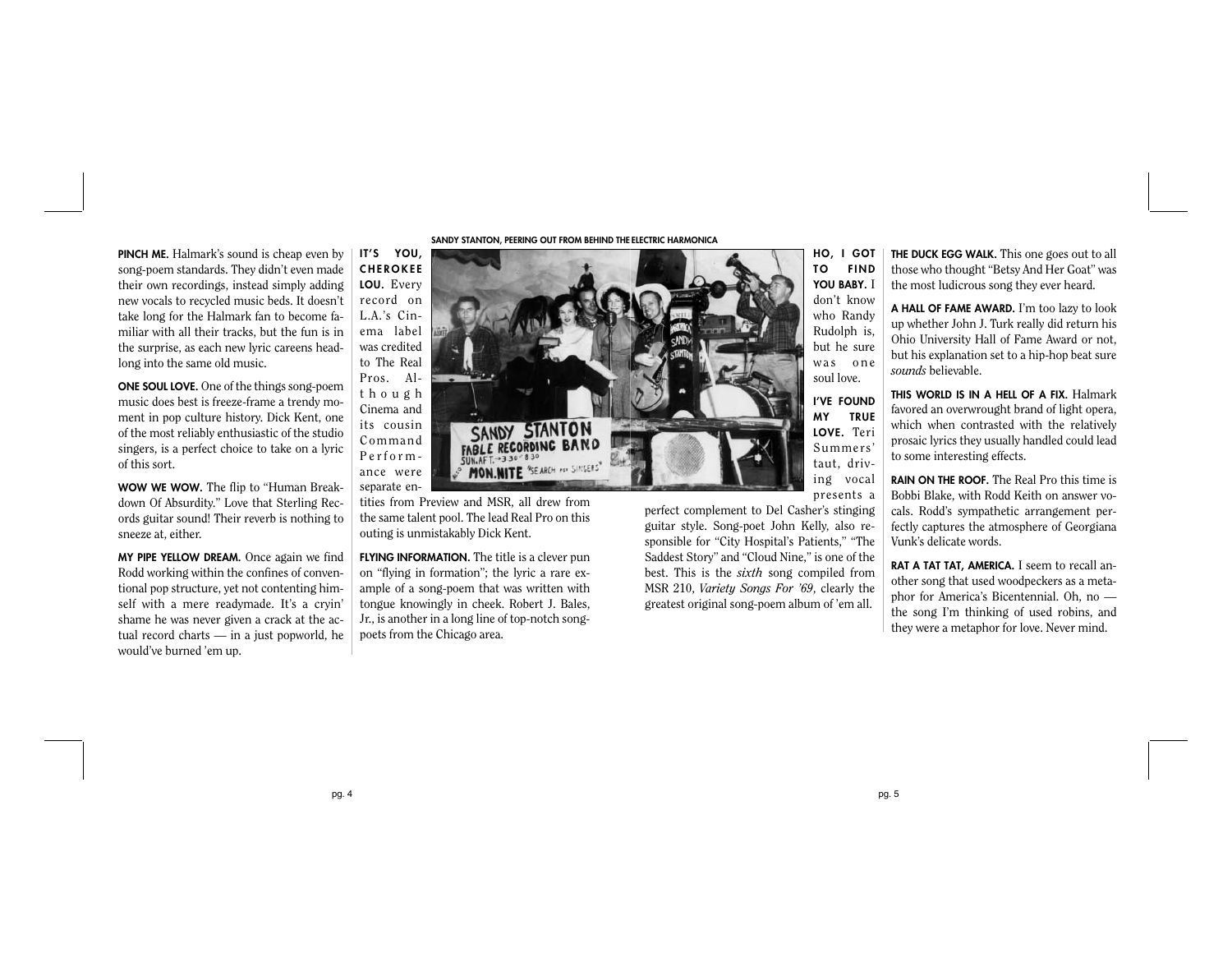**PINCH ME.** Halmark's sound is cheap even by song-poem standards. They didn't even made their own recordings, instead simply adding new vocals to recycled music beds. It doesn't take long for the Halmark fan to become familiar with all their tracks, but the fun is in the surprise, as each new lyric careens headlong into the same old music.

**ONE SOUL LOVE.** One of the things song-poem music does best is freeze-frame a trendy moment in pop culture history. Dick Kent, one of the most reliably enthusiastic of the studio singers, is a perfect choice to take on a lyric of this sort.

**WOW WE WOW.** The flip to "Human Breakdown Of Absurdity." Love that Sterling Records guitar sound! Their reverb is nothing to sneeze at, either.

**MY PIPE YELLOW DREAM.** Once again we find Rodd working within the confines of conventional pop structure, yet not contenting himself with a mere readymade. It's a cryin' shame he was never given a crack at the actual record charts — in a just popworld, he would've burned 'em up.

**IT'S YOU, CHEROKEE LOU.** Every record on L.A.'s Cinema label was credited to The Real Pros. Although Cinema and its cousin Command Performance were separate entities from Preview and MSR, all drew from the same talent pool. The lead Real Pro on this outing is unmistakably Dick Kent.

SANDY STANTON, PEERING OUT FROM BEHIND THE ELECTRIC HARMONICA

**FLYING INFORMATION.** The title is a clever pun on "flying in formation"; the lyric a rare example of a song-poem that was written with tongue knowingly in cheek. Robert J. Bales, Jr., is another in a long line of top-notch song-poets from the Chicago area.

**HO, I GOT TO FIND YOU BABY.** I don't know who Randy Rudolph is, but he sure was one soul love.

**I'VE FOUND MY TRUE LOVE.** Teri Summers' taut, driving vocal presents a perfect complement to Del Casher's stinging guitar style. Song-poet John Kelly, also responsible for "City Hospital's Patients," "The Saddest Story" and "Cloud Nine," is one of the best. This is the *sixth* song compiled from MSR 210, *Variety Songs For '69*, clearly the greatest original song-poem album of 'em all.

**THE DUCK EGG WALK.** This one goes out to all those who thought "Betsy And Her Goat" was the most ludicrous song they ever heard.

**A HALL OF FAME AWARD.** I'm too lazy to look up whether John J. Turk really did return his Ohio University Hall of Fame Award or not, but his explanation set to a hip-hop beat sure *sounds* believable.

**THIS WORLD IS IN A HELL OF A FIX.** Halmark favored an overwrought brand of light opera, which when contrasted with the relatively prosaic lyrics they usually handled could lead to some interesting effects.

**RAIN ON THE ROOF.** The Real Pro this time is Bobbi Blake, with Rodd Keith on answer vocals. Rodd's sympathetic arrangement perfectly captures the atmosphere of Georgiana Vunk's delicate words.

**RAT A TAT TAT, AMERICA.** I seem to recall another song that used woodpeckers as a metaphor for America's Bicentennial. Oh, no — the song I'm thinking of used robins, and they were a metaphor for love. Never mind.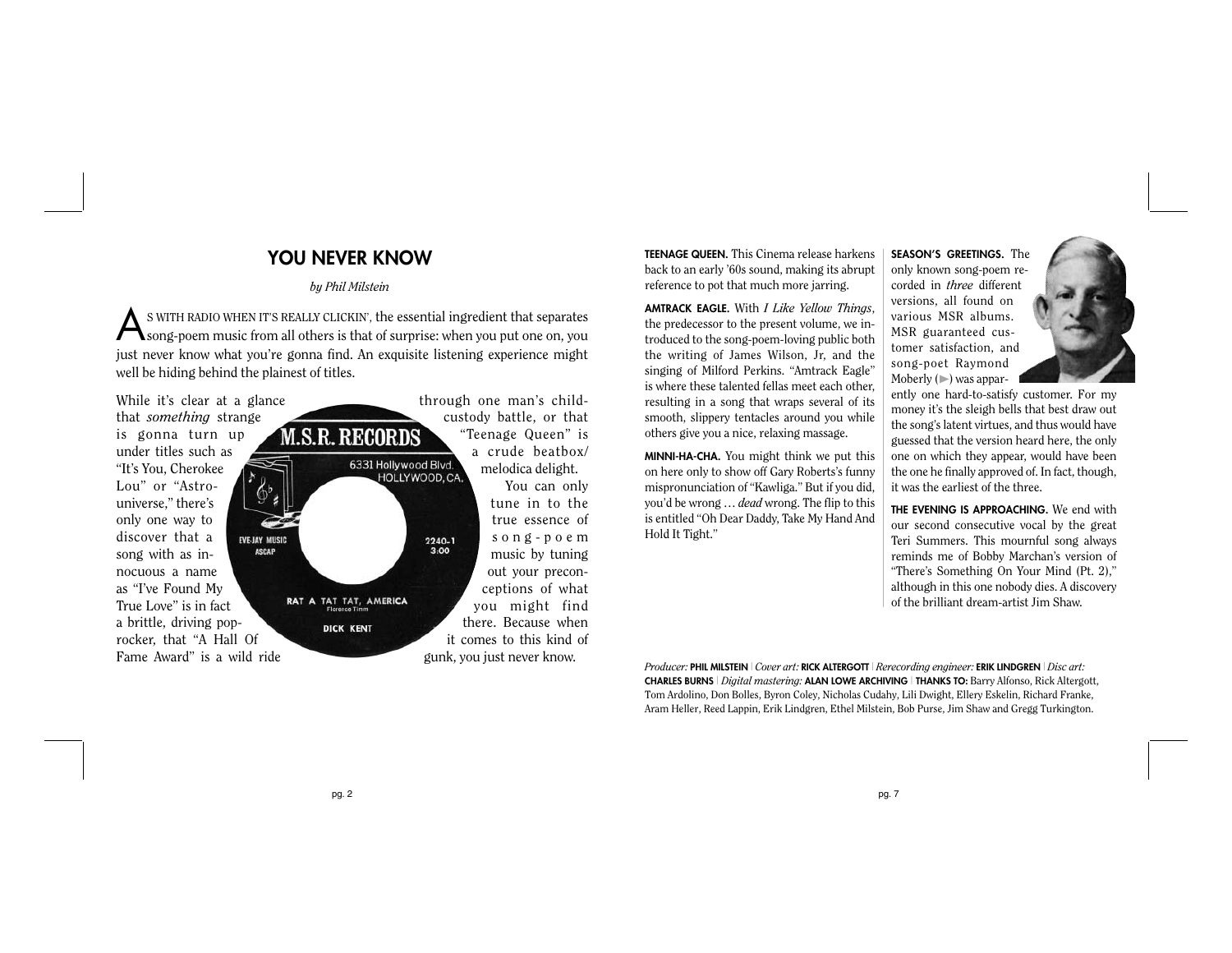## YOU NEVER KNOW

*by Phil Milstein*

As with radio when it's really clickin', the essential ingredient that separates song-poem music from all others is that of surprise: when you put one on, you just never know what you're gonna find. An exquisite listening experience might well be hiding behind the plainest of titles.

While it's clear at a glance that *something* strange is gonna turn up under titles such as "It's You, Cherokee Lou" or "Astro-universe," there's only one way to discover that a song with as innocuous a name as "I've Found My True Love" is in fact a brittle, driving pop-rocker, that "A Hall Of Fame Award" is a wild ride through one man's child-custody battle, or that "Teenage Queen" is a crude beatbox/melodica delight.

You can only tune in to the true essence of song-poem music by tuning out your preconceptions of what you might find there. Because when it comes to this kind of gunk, you just never know.

M.S.R. RECORDS
6331 Hollywood Blvd.
HOLLYWOOD, CA.
EVE-JAY MUSIC
ASCAP
2240-1
3:00
RAT A TAT TAT, AMERICA
Florence Timm
DICK KENT

**TEENAGE QUEEN.** This Cinema release harkens back to an early '60s sound, making its abrupt reference to pot that much more jarring.

**AMTRACK EAGLE.** With *I Like Yellow Things*, the predecessor to the present volume, we introduced to the song-poem-loving public both the writing of James Wilson, Jr, and the singing of Milford Perkins. "Amtrack Eagle" is where these talented fellas meet each other, resulting in a song that wraps several of its smooth, slippery tentacles around you while others give you a nice, relaxing massage.

**MINNI-HA-CHA.** You might think we put this on here only to show off Gary Roberts's funny mispronunciation of "Kawliga." But if you did, you'd be wrong … *dead* wrong. The flip to this is entitled "Oh Dear Daddy, Take My Hand And Hold It Tight."

**SEASON'S GREETINGS.** The only known song-poem recorded in *three* different versions, all found on various MSR albums. MSR guaranteed customer satisfaction, and song-poet Raymond Moberly (▶) was apparently one hard-to-satisfy customer. For my money it's the sleigh bells that best draw out the song's latent virtues, and thus would have guessed that the version heard here, the only one on which they appear, would have been the one he finally approved of. In fact, though, it was the earliest of the three.

**THE EVENING IS APPROACHING.** We end with our second consecutive vocal by the great Teri Summers. This mournful song always reminds me of Bobby Marchan's version of "There's Something On Your Mind (Pt. 2)," although in this one nobody dies. A discovery of the brilliant dream-artist Jim Shaw.

*Producer:* **PHIL MILSTEIN** | *Cover art:* **RICK ALTERGOTT** | *Rerecording engineer:* **ERIK LINDGREN** | *Disc art:* **CHARLES BURNS** | *Digital mastering:* **ALAN LOWE ARCHIVING** | **THANKS TO:** Barry Alfonso, Rick Altergott, Tom Ardolino, Don Bolles, Byron Coley, Nicholas Cudahy, Lili Dwight, Ellery Eskelin, Richard Franke, Aram Heller, Reed Lappin, Erik Lindgren, Ethel Milstein, Bob Purse, Jim Shaw and Gregg Turkington.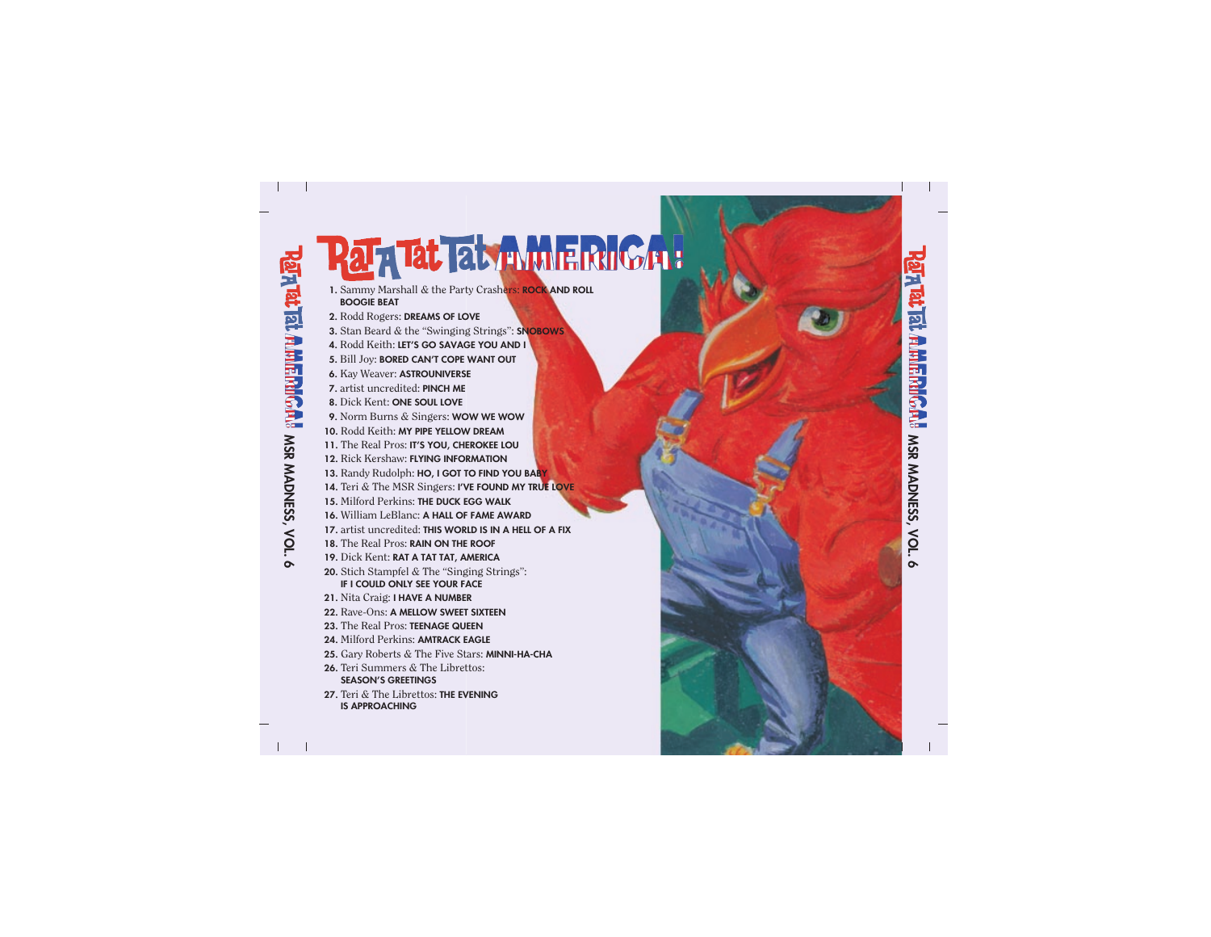# Rat A Tat Tat AMERICA!

1. Sammy Marshall & the Party Crashers: **ROCK AND ROLL BOOGIE BEAT**
2. Rodd Rogers: **DREAMS OF LOVE**
3. Stan Beard & the "Swinging Strings": **SNOBOWS**
4. Rodd Keith: **LET'S GO SAVAGE YOU AND I**
5. Bill Joy: **BORED CAN'T COPE WANT OUT**
6. Kay Weaver: **ASTROUNIVERSE**
7. artist uncredited: **PINCH ME**
8. Dick Kent: **ONE SOUL LOVE**
9. Norm Burns & Singers: **WOW WE WOW**
10. Rodd Keith: **MY PIPE YELLOW DREAM**
11. The Real Pros: **IT'S YOU, CHEROKEE LOU**
12. Rick Kershaw: **FLYING INFORMATION**
13. Randy Rudolph: **HO, I GOT TO FIND YOU BABY**
14. Teri & The MSR Singers: **I'VE FOUND MY TRUE LOVE**
15. Milford Perkins: **THE DUCK EGG WALK**
16. William LeBlanc: **A HALL OF FAME AWARD**
17. artist uncredited: **THIS WORLD IS IN A HELL OF A FIX**
18. The Real Pros: **RAIN ON THE ROOF**
19. Dick Kent: **RAT A TAT TAT, AMERICA**
20. Stich Stampfel & The "Singing Strings": **IF I COULD ONLY SEE YOUR FACE**
21. Nita Craig: **I HAVE A NUMBER**
22. Rave-Ons: **A MELLOW SWEET SIXTEEN**
23. The Real Pros: **TEENAGE QUEEN**
24. Milford Perkins: **AMTRACK EAGLE**
25. Gary Roberts & The Five Stars: **MINNI-HA-CHA**
26. Teri Summers & The Librettos: **SEASON'S GREETINGS**
27. Teri & The Librettos: **THE EVENING IS APPROACHING**

Rat A Tat Tat AMERICA! MSR MADNESS, VOL. 6